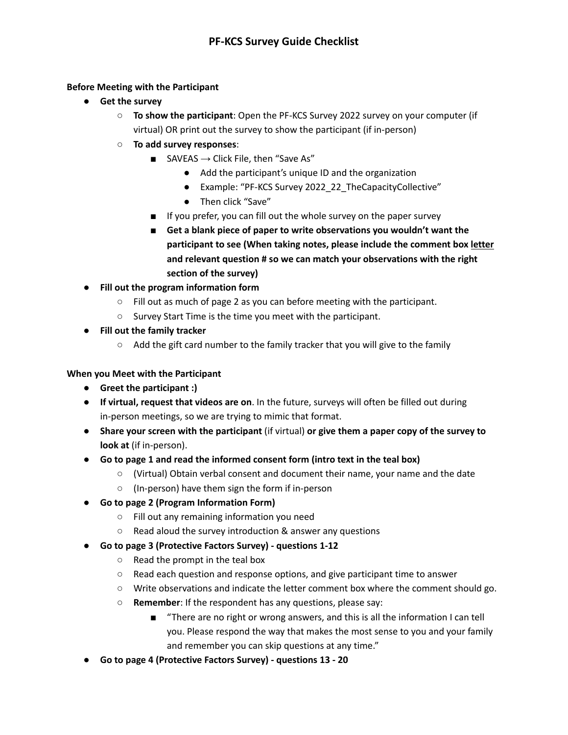# PF-KCS Survey Guide Checklist

**Before Meeting with the Participant**

- **Get the survey**
  - **To show the participant**: Open the PF-KCS Survey 2022 survey on your computer (if virtual) OR print out the survey to show the participant (if in-person)
  - **To add survey responses**:
    - SAVEAS → Click File, then "Save As"
      - Add the participant's unique ID and the organization
      - Example: "PF-KCS Survey 2022_22_TheCapacityCollective"
      - Then click "Save"
    - If you prefer, you can fill out the whole survey on the paper survey
    - **Get a blank piece of paper to write observations you wouldn't want the participant to see (When taking notes, please include the comment box <u>letter</u> and relevant question # so we can match your observations with the right section of the survey)**
- **Fill out the program information form**
  - Fill out as much of page 2 as you can before meeting with the participant.
  - Survey Start Time is the time you meet with the participant.
- **Fill out the family tracker**
  - Add the gift card number to the family tracker that you will give to the family

**When you Meet with the Participant**

- **Greet the participant :)**
- **If virtual, request that videos are on**. In the future, surveys will often be filled out during in-person meetings, so we are trying to mimic that format.
- **Share your screen with the participant** (if virtual) **or give them a paper copy of the survey to look at** (if in-person).
- **Go to page 1 and read the informed consent form (intro text in the teal box)**
  - (Virtual) Obtain verbal consent and document their name, your name and the date
  - (In-person) have them sign the form if in-person
- **Go to page 2 (Program Information Form)**
  - Fill out any remaining information you need
  - Read aloud the survey introduction & answer any questions
- **Go to page 3 (Protective Factors Survey) - questions 1-12**
  - Read the prompt in the teal box
  - Read each question and response options, and give participant time to answer
  - Write observations and indicate the letter comment box where the comment should go.
  - **Remember**: If the respondent has any questions, please say:
    - "There are no right or wrong answers, and this is all the information I can tell you. Please respond the way that makes the most sense to you and your family and remember you can skip questions at any time."
- **Go to page 4 (Protective Factors Survey) - questions 13 - 20**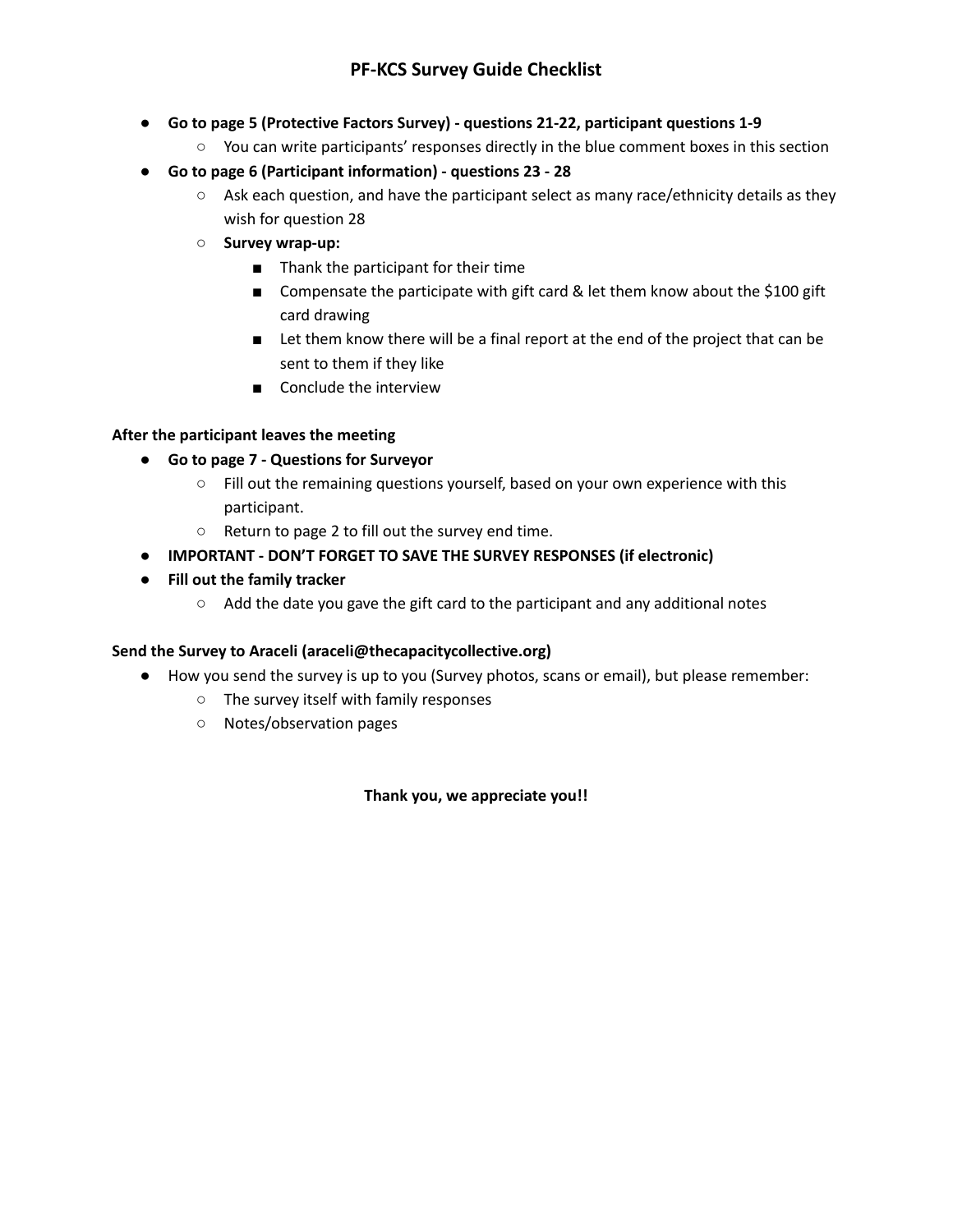# PF-KCS Survey Guide Checklist

- **Go to page 5 (Protective Factors Survey) - questions 21-22, participant questions 1-9**
  - You can write participants' responses directly in the blue comment boxes in this section
- **Go to page 6 (Participant information) - questions 23 - 28**
  - Ask each question, and have the participant select as many race/ethnicity details as they wish for question 28
  - **Survey wrap-up:**
    - Thank the participant for their time
    - Compensate the participate with gift card & let them know about the $100 gift card drawing
    - Let them know there will be a final report at the end of the project that can be sent to them if they like
    - Conclude the interview

**After the participant leaves the meeting**

- **Go to page 7 - Questions for Surveyor**
  - Fill out the remaining questions yourself, based on your own experience with this participant.
  - Return to page 2 to fill out the survey end time.
- **IMPORTANT - DON'T FORGET TO SAVE THE SURVEY RESPONSES (if electronic)**
- **Fill out the family tracker**
  - Add the date you gave the gift card to the participant and any additional notes

**Send the Survey to Araceli (araceli@thecapacitycollective.org)**

- How you send the survey is up to you (Survey photos, scans or email), but please remember:
  - The survey itself with family responses
  - Notes/observation pages

**Thank you, we appreciate you!!**